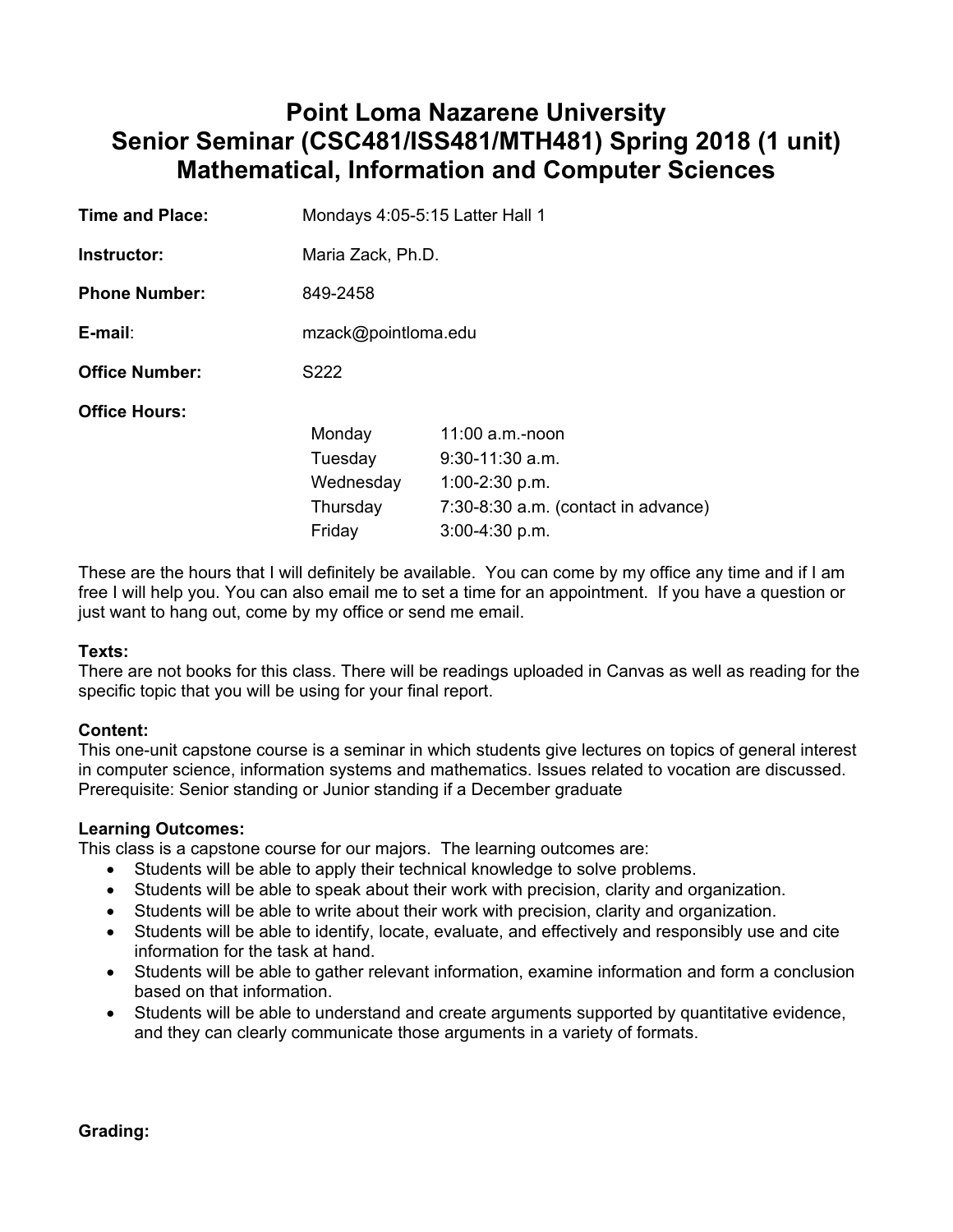# Point Loma Nazarene University
# Senior Seminar (CSC481/ISS481/MTH481) Spring 2018 (1 unit)
# Mathematical, Information and Computer Sciences

**Time and Place:** Mondays 4:05-5:15 Latter Hall 1

**Instructor:** Maria Zack, Ph.D.

**Phone Number:** 849-2458

**E-mail**: mzack@pointloma.edu

**Office Number:** S222

**Office Hours:**

| | |
|---|---|
| Monday | 11:00 a.m.-noon |
| Tuesday | 9:30-11:30 a.m. |
| Wednesday | 1:00-2:30 p.m. |
| Thursday | 7:30-8:30 a.m. (contact in advance) |
| Friday | 3:00-4:30 p.m. |

These are the hours that I will definitely be available. You can come by my office any time and if I am free I will help you. You can also email me to set a time for an appointment. If you have a question or just want to hang out, come by my office or send me email.

**Texts:**
There are not books for this class. There will be readings uploaded in Canvas as well as reading for the specific topic that you will be using for your final report.

**Content:**
This one-unit capstone course is a seminar in which students give lectures on topics of general interest in computer science, information systems and mathematics. Issues related to vocation are discussed. Prerequisite: Senior standing or Junior standing if a December graduate

**Learning Outcomes:**
This class is a capstone course for our majors. The learning outcomes are:

- Students will be able to apply their technical knowledge to solve problems.
- Students will be able to speak about their work with precision, clarity and organization.
- Students will be able to write about their work with precision, clarity and organization.
- Students will be able to identify, locate, evaluate, and effectively and responsibly use and cite information for the task at hand.
- Students will be able to gather relevant information, examine information and form a conclusion based on that information.
- Students will be able to understand and create arguments supported by quantitative evidence, and they can clearly communicate those arguments in a variety of formats.

**Grading:**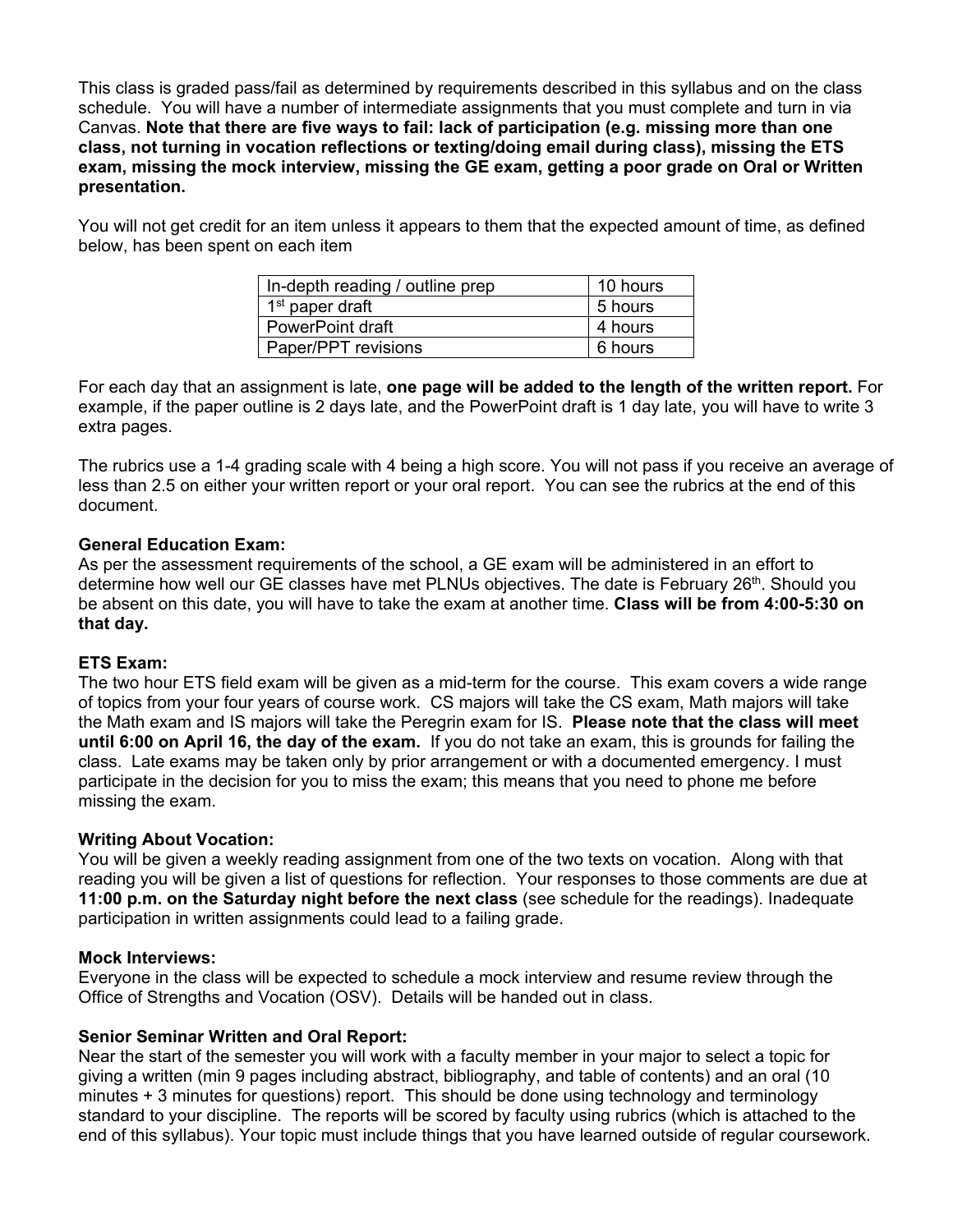This class is graded pass/fail as determined by requirements described in this syllabus and on the class schedule. You will have a number of intermediate assignments that you must complete and turn in via Canvas. **Note that there are five ways to fail: lack of participation (e.g. missing more than one class, not turning in vocation reflections or texting/doing email during class), missing the ETS exam, missing the mock interview, missing the GE exam, getting a poor grade on Oral or Written presentation.**

You will not get credit for an item unless it appears to them that the expected amount of time, as defined below, has been spent on each item

| | |
|---|---|
| In-depth reading / outline prep | 10 hours |
| 1st paper draft | 5 hours |
| PowerPoint draft | 4 hours |
| Paper/PPT revisions | 6 hours |

For each day that an assignment is late, **one page will be added to the length of the written report.** For example, if the paper outline is 2 days late, and the PowerPoint draft is 1 day late, you will have to write 3 extra pages.

The rubrics use a 1-4 grading scale with 4 being a high score. You will not pass if you receive an average of less than 2.5 on either your written report or your oral report. You can see the rubrics at the end of this document.

**General Education Exam:**
As per the assessment requirements of the school, a GE exam will be administered in an effort to determine how well our GE classes have met PLNUs objectives. The date is February 26th. Should you be absent on this date, you will have to take the exam at another time. **Class will be from 4:00-5:30 on that day.**

**ETS Exam:**
The two hour ETS field exam will be given as a mid-term for the course. This exam covers a wide range of topics from your four years of course work. CS majors will take the CS exam, Math majors will take the Math exam and IS majors will take the Peregrin exam for IS. **Please note that the class will meet until 6:00 on April 16, the day of the exam.** If you do not take an exam, this is grounds for failing the class. Late exams may be taken only by prior arrangement or with a documented emergency. I must participate in the decision for you to miss the exam; this means that you need to phone me before missing the exam.

**Writing About Vocation:**
You will be given a weekly reading assignment from one of the two texts on vocation. Along with that reading you will be given a list of questions for reflection. Your responses to those comments are due at **11:00 p.m. on the Saturday night before the next class** (see schedule for the readings). Inadequate participation in written assignments could lead to a failing grade.

**Mock Interviews:**
Everyone in the class will be expected to schedule a mock interview and resume review through the Office of Strengths and Vocation (OSV). Details will be handed out in class.

**Senior Seminar Written and Oral Report:**
Near the start of the semester you will work with a faculty member in your major to select a topic for giving a written (min 9 pages including abstract, bibliography, and table of contents) and an oral (10 minutes + 3 minutes for questions) report. This should be done using technology and terminology standard to your discipline. The reports will be scored by faculty using rubrics (which is attached to the end of this syllabus). Your topic must include things that you have learned outside of regular coursework.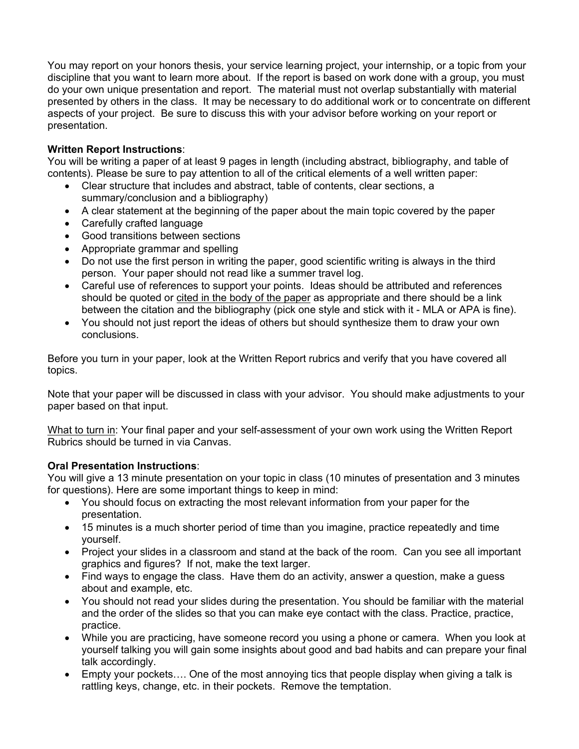You may report on your honors thesis, your service learning project, your internship, or a topic from your discipline that you want to learn more about. If the report is based on work done with a group, you must do your own unique presentation and report. The material must not overlap substantially with material presented by others in the class. It may be necessary to do additional work or to concentrate on different aspects of your project. Be sure to discuss this with your advisor before working on your report or presentation.

**Written Report Instructions**:
You will be writing a paper of at least 9 pages in length (including abstract, bibliography, and table of contents). Please be sure to pay attention to all of the critical elements of a well written paper:

- Clear structure that includes and abstract, table of contents, clear sections, a summary/conclusion and a bibliography)
- A clear statement at the beginning of the paper about the main topic covered by the paper
- Carefully crafted language
- Good transitions between sections
- Appropriate grammar and spelling
- Do not use the first person in writing the paper, good scientific writing is always in the third person. Your paper should not read like a summer travel log.
- Careful use of references to support your points. Ideas should be attributed and references should be quoted or <u>cited in the body of the paper</u> as appropriate and there should be a link between the citation and the bibliography (pick one style and stick with it - MLA or APA is fine).
- You should not just report the ideas of others but should synthesize them to draw your own conclusions.

Before you turn in your paper, look at the Written Report rubrics and verify that you have covered all topics.

Note that your paper will be discussed in class with your advisor. You should make adjustments to your paper based on that input.

<u>What to turn in</u>: Your final paper and your self-assessment of your own work using the Written Report Rubrics should be turned in via Canvas.

**Oral Presentation Instructions**:
You will give a 13 minute presentation on your topic in class (10 minutes of presentation and 3 minutes for questions). Here are some important things to keep in mind:

- You should focus on extracting the most relevant information from your paper for the presentation.
- 15 minutes is a much shorter period of time than you imagine, practice repeatedly and time yourself.
- Project your slides in a classroom and stand at the back of the room. Can you see all important graphics and figures? If not, make the text larger.
- Find ways to engage the class. Have them do an activity, answer a question, make a guess about and example, etc.
- You should not read your slides during the presentation. You should be familiar with the material and the order of the slides so that you can make eye contact with the class. Practice, practice, practice.
- While you are practicing, have someone record you using a phone or camera. When you look at yourself talking you will gain some insights about good and bad habits and can prepare your final talk accordingly.
- Empty your pockets…. One of the most annoying tics that people display when giving a talk is rattling keys, change, etc. in their pockets. Remove the temptation.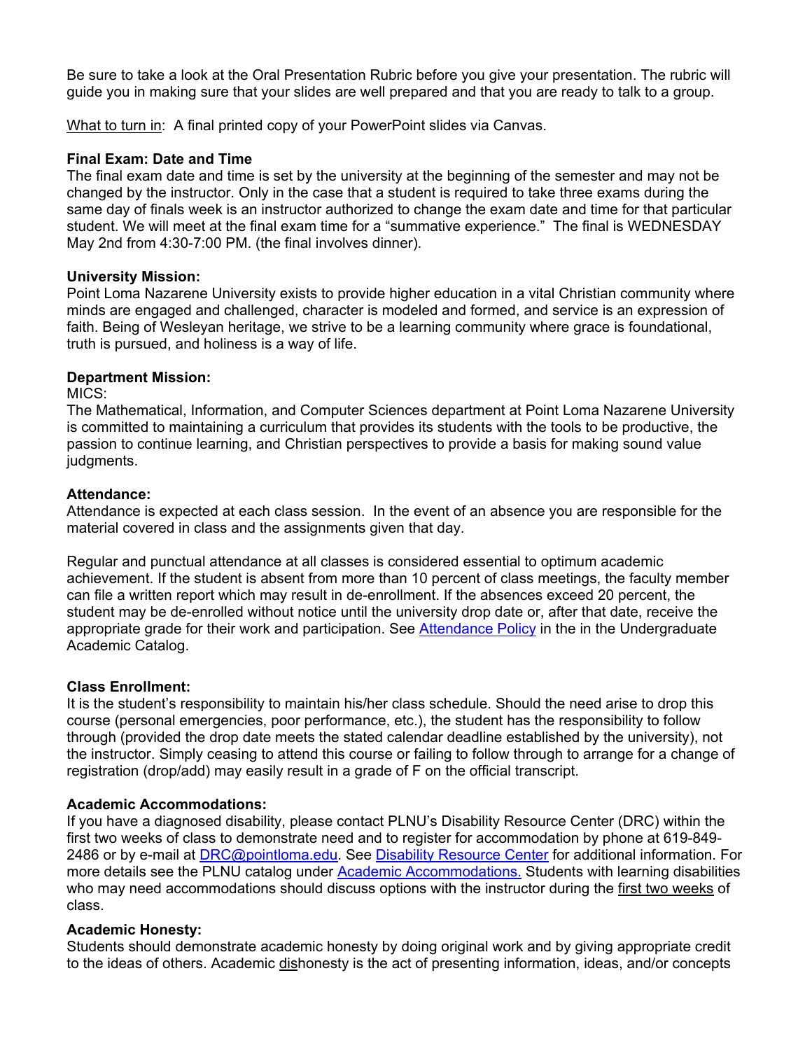Be sure to take a look at the Oral Presentation Rubric before you give your presentation. The rubric will guide you in making sure that your slides are well prepared and that you are ready to talk to a group.

What to turn in: A final printed copy of your PowerPoint slides via Canvas.

**Final Exam: Date and Time**
The final exam date and time is set by the university at the beginning of the semester and may not be changed by the instructor. Only in the case that a student is required to take three exams during the same day of finals week is an instructor authorized to change the exam date and time for that particular student. We will meet at the final exam time for a "summative experience." The final is WEDNESDAY May 2nd from 4:30-7:00 PM. (the final involves dinner).

**University Mission:**
Point Loma Nazarene University exists to provide higher education in a vital Christian community where minds are engaged and challenged, character is modeled and formed, and service is an expression of faith. Being of Wesleyan heritage, we strive to be a learning community where grace is foundational, truth is pursued, and holiness is a way of life.

**Department Mission:**
MICS:
The Mathematical, Information, and Computer Sciences department at Point Loma Nazarene University is committed to maintaining a curriculum that provides its students with the tools to be productive, the passion to continue learning, and Christian perspectives to provide a basis for making sound value judgments.

**Attendance:**
Attendance is expected at each class session. In the event of an absence you are responsible for the material covered in class and the assignments given that day.

Regular and punctual attendance at all classes is considered essential to optimum academic achievement. If the student is absent from more than 10 percent of class meetings, the faculty member can file a written report which may result in de-enrollment. If the absences exceed 20 percent, the student may be de-enrolled without notice until the university drop date or, after that date, receive the appropriate grade for their work and participation. See Attendance Policy in the in the Undergraduate Academic Catalog.

**Class Enrollment:**
It is the student's responsibility to maintain his/her class schedule. Should the need arise to drop this course (personal emergencies, poor performance, etc.), the student has the responsibility to follow through (provided the drop date meets the stated calendar deadline established by the university), not the instructor. Simply ceasing to attend this course or failing to follow through to arrange for a change of registration (drop/add) may easily result in a grade of F on the official transcript.

**Academic Accommodations:**
If you have a diagnosed disability, please contact PLNU's Disability Resource Center (DRC) within the first two weeks of class to demonstrate need and to register for accommodation by phone at 619-849-2486 or by e-mail at DRC@pointloma.edu. See Disability Resource Center for additional information. For more details see the PLNU catalog under Academic Accommodations. Students with learning disabilities who may need accommodations should discuss options with the instructor during the first two weeks of class.

**Academic Honesty:**
Students should demonstrate academic honesty by doing original work and by giving appropriate credit to the ideas of others. Academic dishonesty is the act of presenting information, ideas, and/or concepts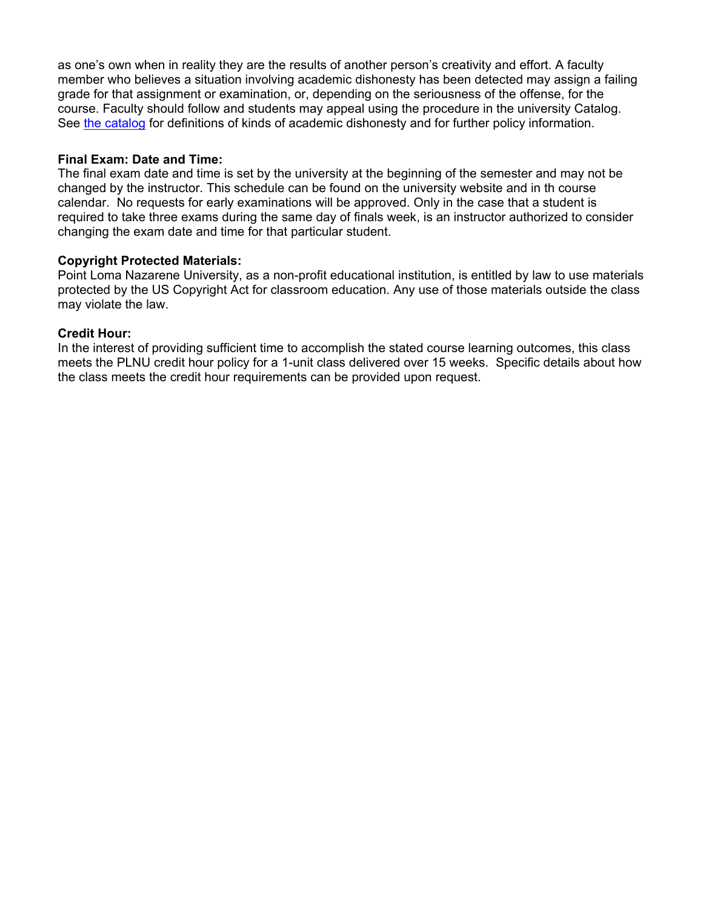as one's own when in reality they are the results of another person's creativity and effort. A faculty member who believes a situation involving academic dishonesty has been detected may assign a failing grade for that assignment or examination, or, depending on the seriousness of the offense, for the course. Faculty should follow and students may appeal using the procedure in the university Catalog. See [the catalog] for definitions of kinds of academic dishonesty and for further policy information.

**Final Exam: Date and Time:**

The final exam date and time is set by the university at the beginning of the semester and may not be changed by the instructor. This schedule can be found on the university website and in th course calendar. No requests for early examinations will be approved. Only in the case that a student is required to take three exams during the same day of finals week, is an instructor authorized to consider changing the exam date and time for that particular student.

**Copyright Protected Materials:**

Point Loma Nazarene University, as a non-profit educational institution, is entitled by law to use materials protected by the US Copyright Act for classroom education. Any use of those materials outside the class may violate the law.

**Credit Hour:**

In the interest of providing sufficient time to accomplish the stated course learning outcomes, this class meets the PLNU credit hour policy for a 1-unit class delivered over 15 weeks. Specific details about how the class meets the credit hour requirements can be provided upon request.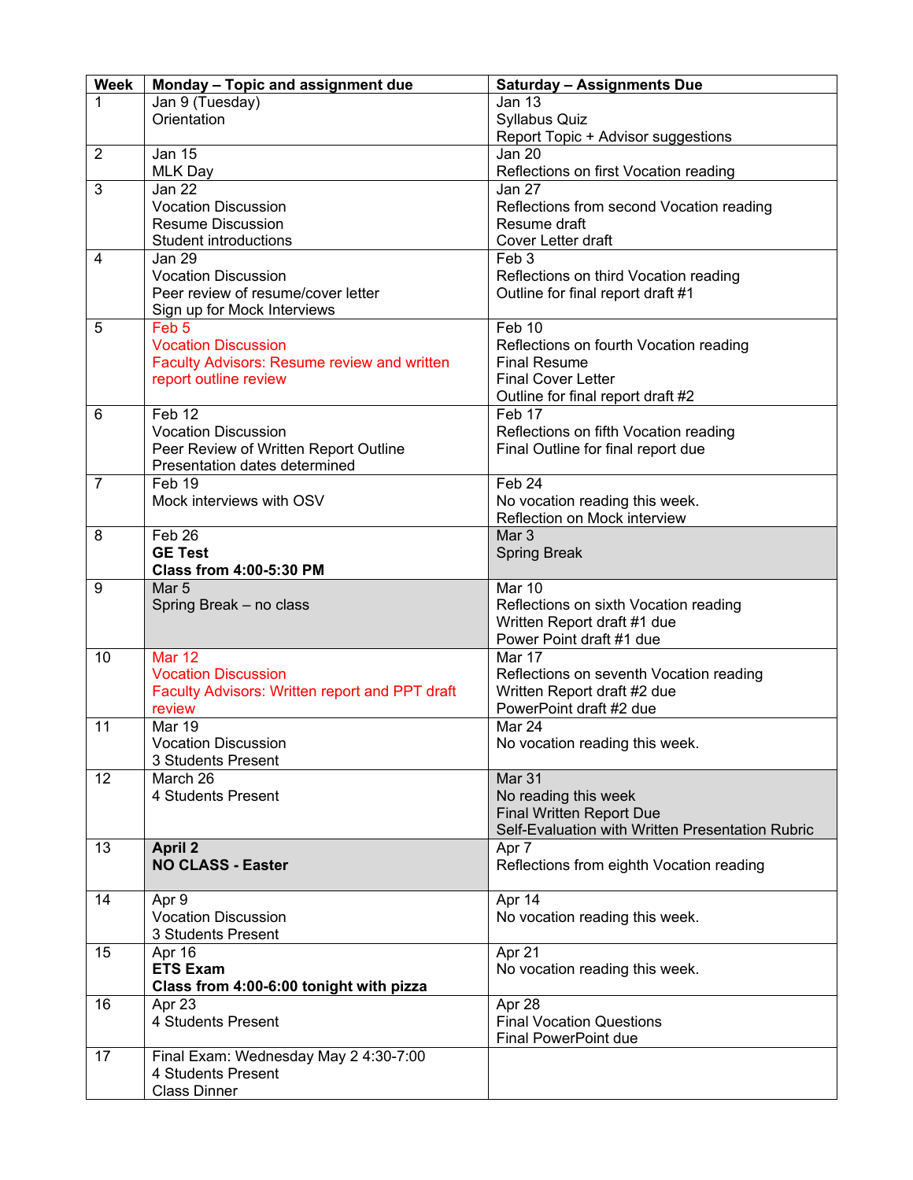| Week | Monday – Topic and assignment due | Saturday – Assignments Due |
|---|---|---|
| 1 | Jan 9 (Tuesday)<br>Orientation | Jan 13<br>Syllabus Quiz<br>Report Topic + Advisor suggestions |
| 2 | Jan 15<br>MLK Day | Jan 20<br>Reflections on first Vocation reading |
| 3 | Jan 22<br>Vocation Discussion<br>Resume Discussion<br>Student introductions | Jan 27<br>Reflections from second Vocation reading<br>Resume draft<br>Cover Letter draft |
| 4 | Jan 29<br>Vocation Discussion<br>Peer review of resume/cover letter<br>Sign up for Mock Interviews | Feb 3<br>Reflections on third Vocation reading<br>Outline for final report draft #1 |
| 5 | Feb 5<br>Vocation Discussion<br>Faculty Advisors: Resume review and written report outline review | Feb 10<br>Reflections on fourth Vocation reading<br>Final Resume<br>Final Cover Letter<br>Outline for final report draft #2 |
| 6 | Feb 12<br>Vocation Discussion<br>Peer Review of Written Report Outline<br>Presentation dates determined | Feb 17<br>Reflections on fifth Vocation reading<br>Final Outline for final report due |
| 7 | Feb 19<br>Mock interviews with OSV | Feb 24<br>No vocation reading this week.<br>Reflection on Mock interview |
| 8 | Feb 26<br>**GE Test**<br>**Class from 4:00-5:30 PM** | Mar 3<br>Spring Break |
| 9 | Mar 5<br>Spring Break – no class | Mar 10<br>Reflections on sixth Vocation reading<br>Written Report draft #1 due<br>Power Point draft #1 due |
| 10 | Mar 12<br>Vocation Discussion<br>Faculty Advisors: Written report and PPT draft review | Mar 17<br>Reflections on seventh Vocation reading<br>Written Report draft #2 due<br>PowerPoint draft #2 due |
| 11 | Mar 19<br>Vocation Discussion<br>3 Students Present | Mar 24<br>No vocation reading this week. |
| 12 | March 26<br>4 Students Present | Mar 31<br>No reading this week<br>Final Written Report Due<br>Self-Evaluation with Written Presentation Rubric |
| 13 | **April 2**<br>**NO CLASS - Easter** | Apr 7<br>Reflections from eighth Vocation reading |
| 14 | Apr 9<br>Vocation Discussion<br>3 Students Present | Apr 14<br>No vocation reading this week. |
| 15 | Apr 16<br>**ETS Exam**<br>**Class from 4:00-6:00 tonight with pizza** | Apr 21<br>No vocation reading this week. |
| 16 | Apr 23<br>4 Students Present | Apr 28<br>Final Vocation Questions<br>Final PowerPoint due |
| 17 | Final Exam: Wednesday May 2 4:30-7:00<br>4 Students Present<br>Class Dinner | |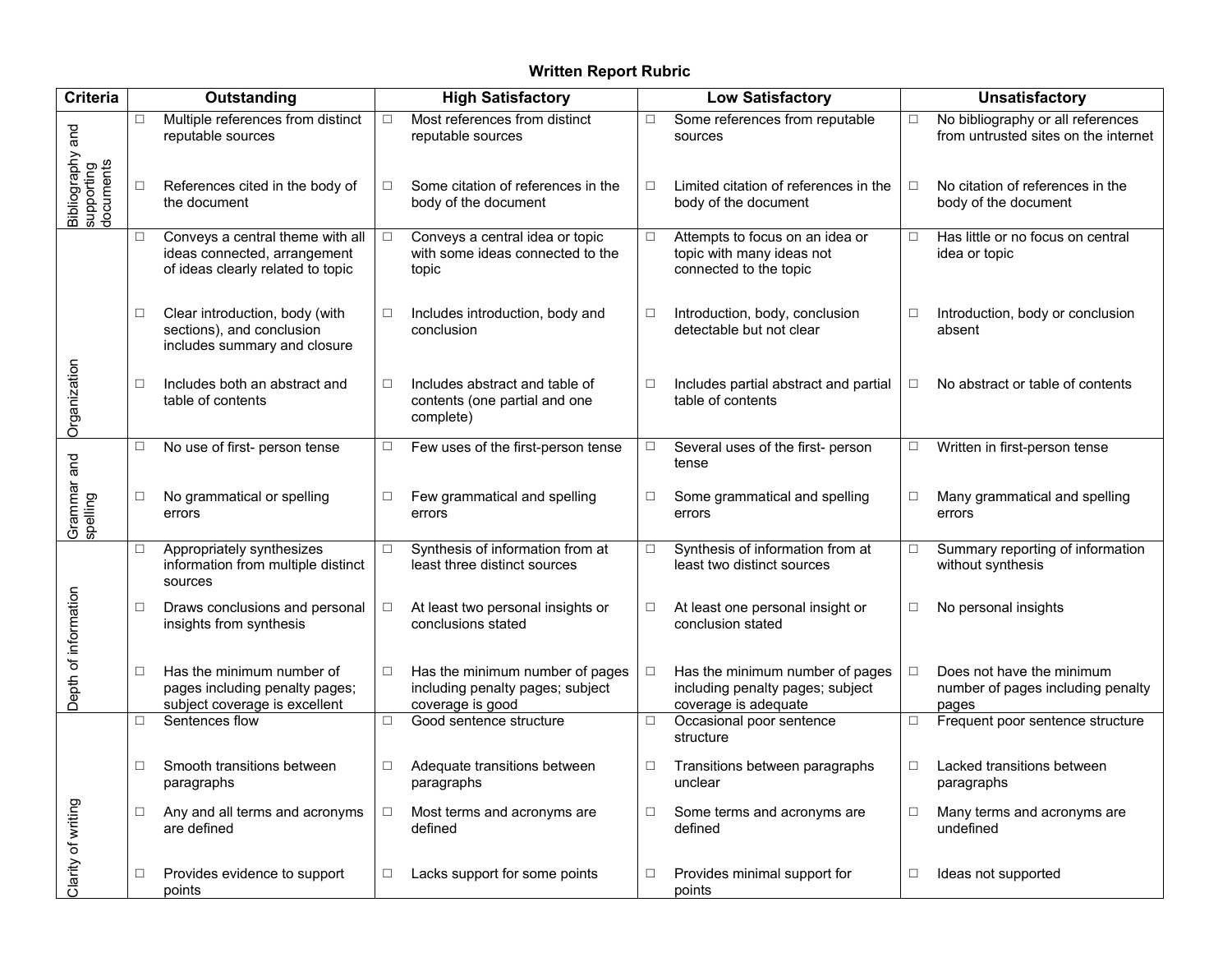## Written Report Rubric

| Criteria | Outstanding | High Satisfactory | Low Satisfactory | Unsatisfactory |
|---|---|---|---|---|
| Bibliography and supporting documents | ☐ Multiple references from distinct reputable sources | ☐ Most references from distinct reputable sources | ☐ Some references from reputable sources | ☐ No bibliography or all references from untrusted sites on the internet |
| | ☐ References cited in the body of the document | ☐ Some citation of references in the body of the document | ☐ Limited citation of references in the body of the document | ☐ No citation of references in the body of the document |
| Organization | ☐ Conveys a central theme with all ideas connected, arrangement of ideas clearly related to topic | ☐ Conveys a central idea or topic with some ideas connected to the topic | ☐ Attempts to focus on an idea or topic with many ideas not connected to the topic | ☐ Has little or no focus on central idea or topic |
| | ☐ Clear introduction, body (with sections), and conclusion includes summary and closure | ☐ Includes introduction, body and conclusion | ☐ Introduction, body, conclusion detectable but not clear | ☐ Introduction, body or conclusion absent |
| | ☐ Includes both an abstract and table of contents | ☐ Includes abstract and table of contents (one partial and one complete) | ☐ Includes partial abstract and partial table of contents | ☐ No abstract or table of contents |
| Grammar and spelling | ☐ No use of first- person tense | ☐ Few uses of the first-person tense | ☐ Several uses of the first- person tense | ☐ Written in first-person tense |
| | ☐ No grammatical or spelling errors | ☐ Few grammatical and spelling errors | ☐ Some grammatical and spelling errors | ☐ Many grammatical and spelling errors |
| Depth of information | ☐ Appropriately synthesizes information from multiple distinct sources | ☐ Synthesis of information from at least three distinct sources | ☐ Synthesis of information from at least two distinct sources | ☐ Summary reporting of information without synthesis |
| | ☐ Draws conclusions and personal insights from synthesis | ☐ At least two personal insights or conclusions stated | ☐ At least one personal insight or conclusion stated | ☐ No personal insights |
| | ☐ Has the minimum number of pages including penalty pages; subject coverage is excellent | ☐ Has the minimum number of pages including penalty pages; subject coverage is good | ☐ Has the minimum number of pages including penalty pages; subject coverage is adequate | ☐ Does not have the minimum number of pages including penalty pages |
| Clarity of writing | ☐ Sentences flow | ☐ Good sentence structure | ☐ Occasional poor sentence structure | ☐ Frequent poor sentence structure |
| | ☐ Smooth transitions between paragraphs | ☐ Adequate transitions between paragraphs | ☐ Transitions between paragraphs unclear | ☐ Lacked transitions between paragraphs |
| | ☐ Any and all terms and acronyms are defined | ☐ Most terms and acronyms are defined | ☐ Some terms and acronyms are defined | ☐ Many terms and acronyms are undefined |
| | ☐ Provides evidence to support points | ☐ Lacks support for some points | ☐ Provides minimal support for points | ☐ Ideas not supported |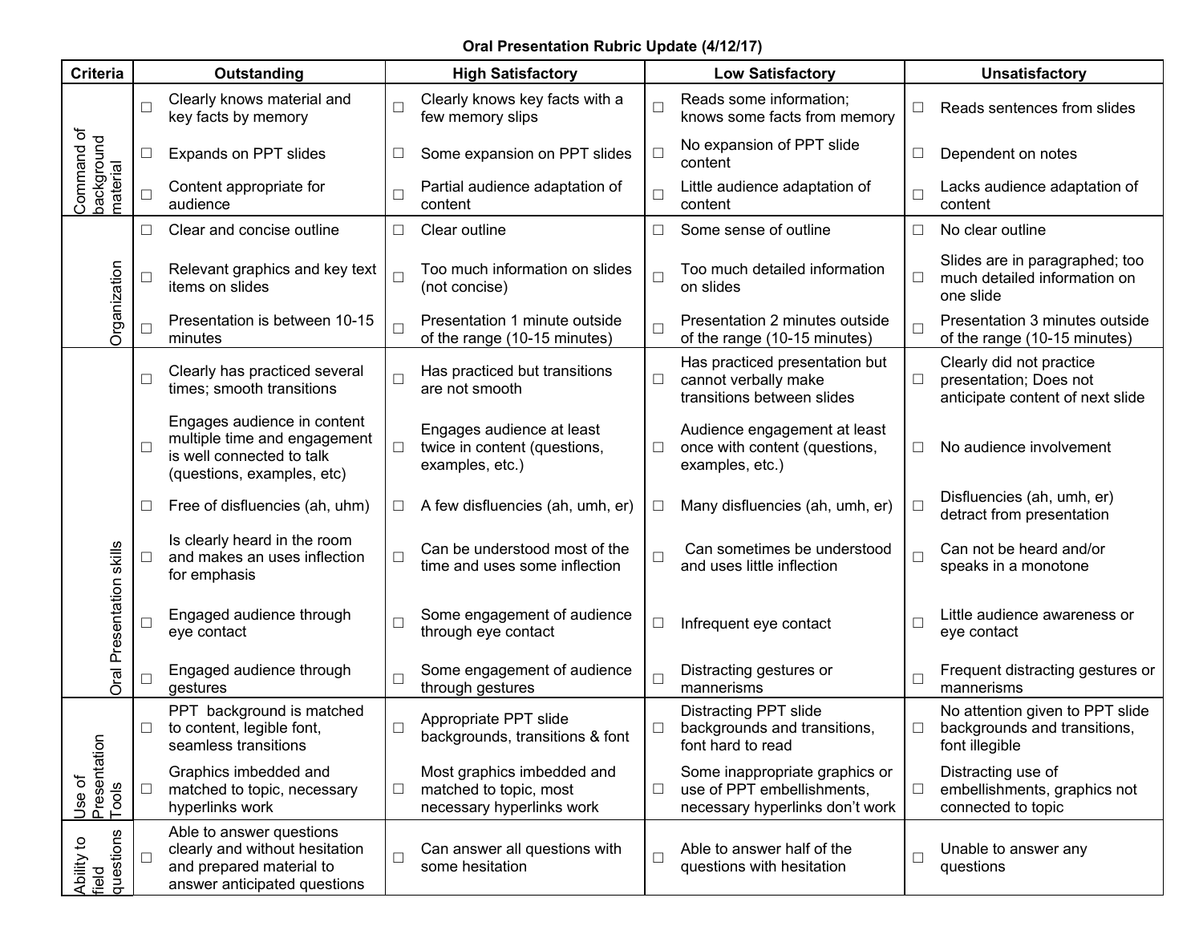# Oral Presentation Rubric Update (4/12/17)

| Criteria | Outstanding | High Satisfactory | Low Satisfactory | Unsatisfactory |
|---|---|---|---|---|
| Command of background material | ☐ Clearly knows material and key facts by memory | ☐ Clearly knows key facts with a few memory slips | ☐ Reads some information; knows some facts from memory | ☐ Reads sentences from slides |
| | ☐ Expands on PPT slides | ☐ Some expansion on PPT slides | ☐ No expansion of PPT slide content | ☐ Dependent on notes |
| | ☐ Content appropriate for audience | ☐ Partial audience adaptation of content | ☐ Little audience adaptation of content | ☐ Lacks audience adaptation of content |
| Organization | ☐ Clear and concise outline | ☐ Clear outline | ☐ Some sense of outline | ☐ No clear outline |
| | ☐ Relevant graphics and key text items on slides | ☐ Too much information on slides (not concise) | ☐ Too much detailed information on slides | ☐ Slides are in paragraphed; too much detailed information on one slide |
| | ☐ Presentation is between 10-15 minutes | ☐ Presentation 1 minute outside of the range (10-15 minutes) | ☐ Presentation 2 minutes outside of the range (10-15 minutes) | ☐ Presentation 3 minutes outside of the range (10-15 minutes) |
| Oral Presentation skills | ☐ Clearly has practiced several times; smooth transitions | ☐ Has practiced but transitions are not smooth | ☐ Has practiced presentation but cannot verbally make transitions between slides | ☐ Clearly did not practice presentation; Does not anticipate content of next slide |
| | ☐ Engages audience in content multiple time and engagement is well connected to talk (questions, examples, etc) | ☐ Engages audience at least twice in content (questions, examples, etc.) | ☐ Audience engagement at least once with content (questions, examples, etc.) | ☐ No audience involvement |
| | ☐ Free of disfluencies (ah, uhm) | ☐ A few disfluencies (ah, umh, er) | ☐ Many disfluencies (ah, umh, er) | ☐ Disfluencies (ah, umh, er) detract from presentation |
| | ☐ Is clearly heard in the room and makes an uses inflection for emphasis | ☐ Can be understood most of the time and uses some inflection | ☐ Can sometimes be understood and uses little inflection | ☐ Can not be heard and/or speaks in a monotone |
| | ☐ Engaged audience through eye contact | ☐ Some engagement of audience through eye contact | ☐ Infrequent eye contact | ☐ Little audience awareness or eye contact |
| | ☐ Engaged audience through gestures | ☐ Some engagement of audience through gestures | ☐ Distracting gestures or mannerisms | ☐ Frequent distracting gestures or mannerisms |
| Use of Presentation Tools | ☐ PPT background is matched to content, legible font, seamless transitions | ☐ Appropriate PPT slide backgrounds, transitions & font | ☐ Distracting PPT slide backgrounds and transitions, font hard to read | ☐ No attention given to PPT slide backgrounds and transitions, font illegible |
| | ☐ Graphics imbedded and matched to topic, necessary hyperlinks work | ☐ Most graphics imbedded and matched to topic, most necessary hyperlinks work | ☐ Some inappropriate graphics or use of PPT embellishments, necessary hyperlinks don't work | ☐ Distracting use of embellishments, graphics not connected to topic |
| Ability to field questions | ☐ Able to answer questions clearly and without hesitation and prepared material to answer anticipated questions | ☐ Can answer all questions with some hesitation | ☐ Able to answer half of the questions with hesitation | ☐ Unable to answer any questions |